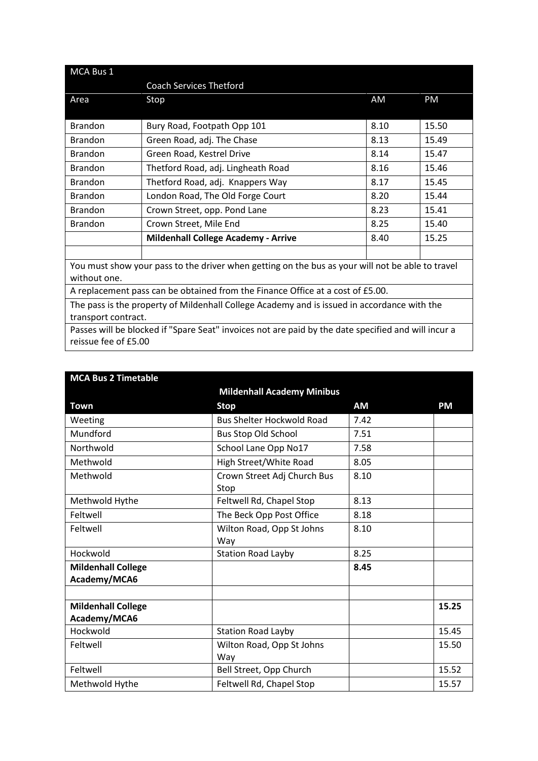| MCA Bus 1 | Coach Services Thetford | | |
|---|---|---|---|
| Area | Stop | AM | PM |
| Brandon | Bury Road, Footpath Opp 101 | 8.10 | 15.50 |
| Brandon | Green Road, adj. The Chase | 8.13 | 15.49 |
| Brandon | Green Road, Kestrel Drive | 8.14 | 15.47 |
| Brandon | Thetford Road, adj. Lingheath Road | 8.16 | 15.46 |
| Brandon | Thetford Road, adj. Knappers Way | 8.17 | 15.45 |
| Brandon | London Road, The Old Forge Court | 8.20 | 15.44 |
| Brandon | Crown Street, opp. Pond Lane | 8.23 | 15.41 |
| Brandon | Crown Street, Mile End | 8.25 | 15.40 |
| | **Mildenhall College Academy - Arrive** | 8.40 | 15.25 |
| | | | |

You must show your pass to the driver when getting on the bus as your will not be able to travel without one.

A replacement pass can be obtained from the Finance Office at a cost of £5.00.

The pass is the property of Mildenhall College Academy and is issued in accordance with the transport contract.

Passes will be blocked if "Spare Seat" invoices not are paid by the date specified and will incur a reissue fee of £5.00

| **MCA Bus 2 Timetable** | **Mildenhall Academy Minibus** | | |
|---|---|---|---|
| **Town** | **Stop** | **AM** | **PM** |
| Weeting | Bus Shelter Hockwold Road | 7.42 | |
| Mundford | Bus Stop Old School | 7.51 | |
| Northwold | School Lane Opp No17 | 7.58 | |
| Methwold | High Street/White Road | 8.05 | |
| Methwold | Crown Street Adj Church Bus Stop | 8.10 | |
| Methwold Hythe | Feltwell Rd, Chapel Stop | 8.13 | |
| Feltwell | The Beck Opp Post Office | 8.18 | |
| Feltwell | Wilton Road, Opp St Johns Way | 8.10 | |
| Hockwold | Station Road Layby | 8.25 | |
| **Mildenhall College Academy/MCA6** | | **8.45** | |
| | | | |
| **Mildenhall College Academy/MCA6** | | | **15.25** |
| Hockwold | Station Road Layby | | 15.45 |
| Feltwell | Wilton Road, Opp St Johns Way | | 15.50 |
| Feltwell | Bell Street, Opp Church | | 15.52 |
| Methwold Hythe | Feltwell Rd, Chapel Stop | | 15.57 |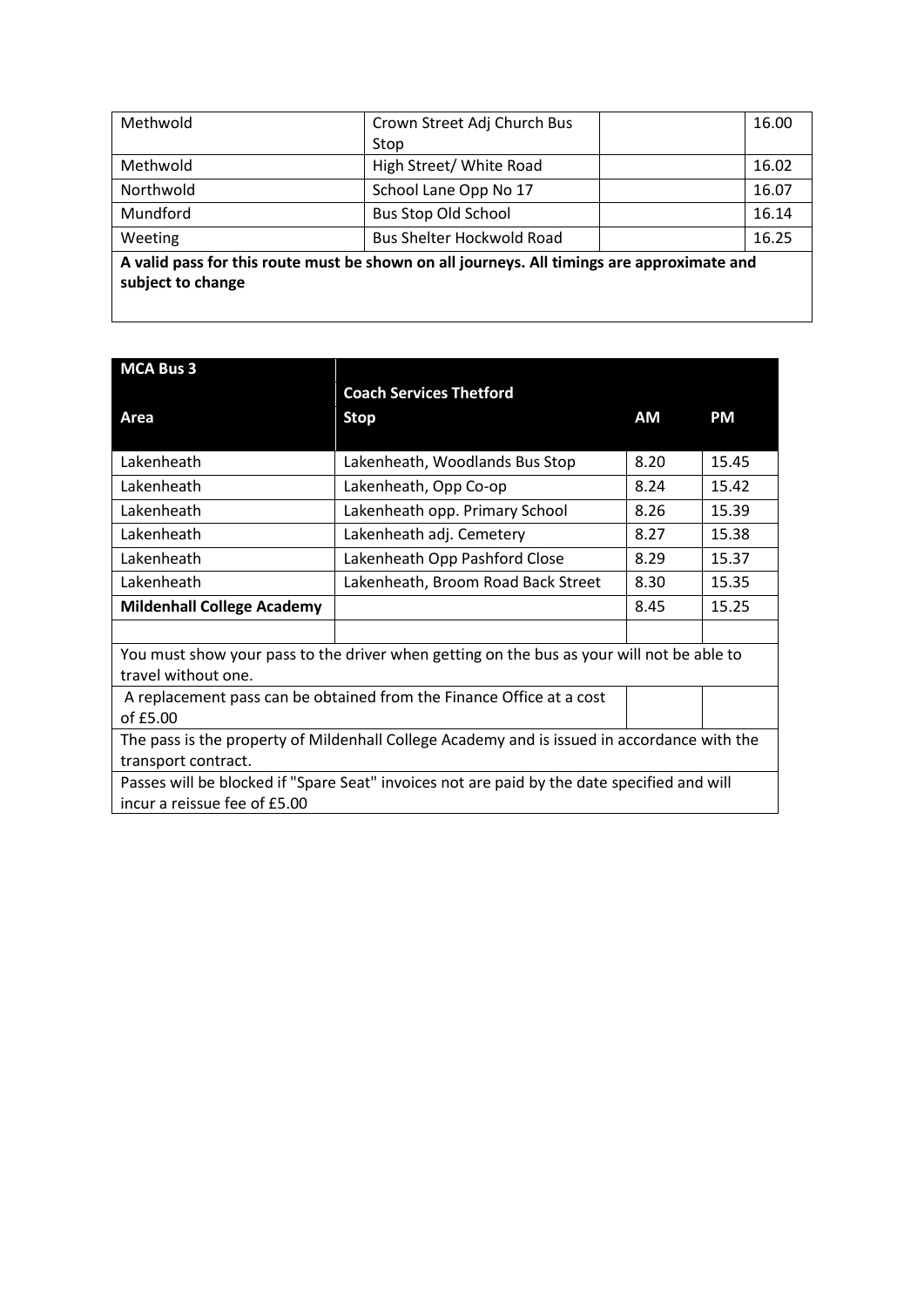| | | | |
|---|---|---|---|
| Methwold | Crown Street Adj Church Bus Stop | | 16.00 |
| Methwold | High Street/ White Road | | 16.02 |
| Northwold | School Lane Opp No 17 | | 16.07 |
| Mundford | Bus Stop Old School | | 16.14 |
| Weeting | Bus Shelter Hockwold Road | | 16.25 |
| **A valid pass for this route must be shown on all journeys. All timings are approximate and subject to change** | | | |

| **MCA Bus 3** | **Coach Services Thetford** | | |
|---|---|---|---|
| **Area** | **Stop** | **AM** | **PM** |
| Lakenheath | Lakenheath, Woodlands Bus Stop | 8.20 | 15.45 |
| Lakenheath | Lakenheath, Opp Co-op | 8.24 | 15.42 |
| Lakenheath | Lakenheath opp. Primary School | 8.26 | 15.39 |
| Lakenheath | Lakenheath adj. Cemetery | 8.27 | 15.38 |
| Lakenheath | Lakenheath Opp Pashford Close | 8.29 | 15.37 |
| Lakenheath | Lakenheath, Broom Road Back Street | 8.30 | 15.35 |
| **Mildenhall College Academy** | | 8.45 | 15.25 |
| | | | |
| You must show your pass to the driver when getting on the bus as your will not be able to travel without one. | | | |
| A replacement pass can be obtained from the Finance Office at a cost of £5.00 | | | |
| The pass is the property of Mildenhall College Academy and is issued in accordance with the transport contract. | | | |
| Passes will be blocked if "Spare Seat" invoices not are paid by the date specified and will incur a reissue fee of £5.00 | | | |